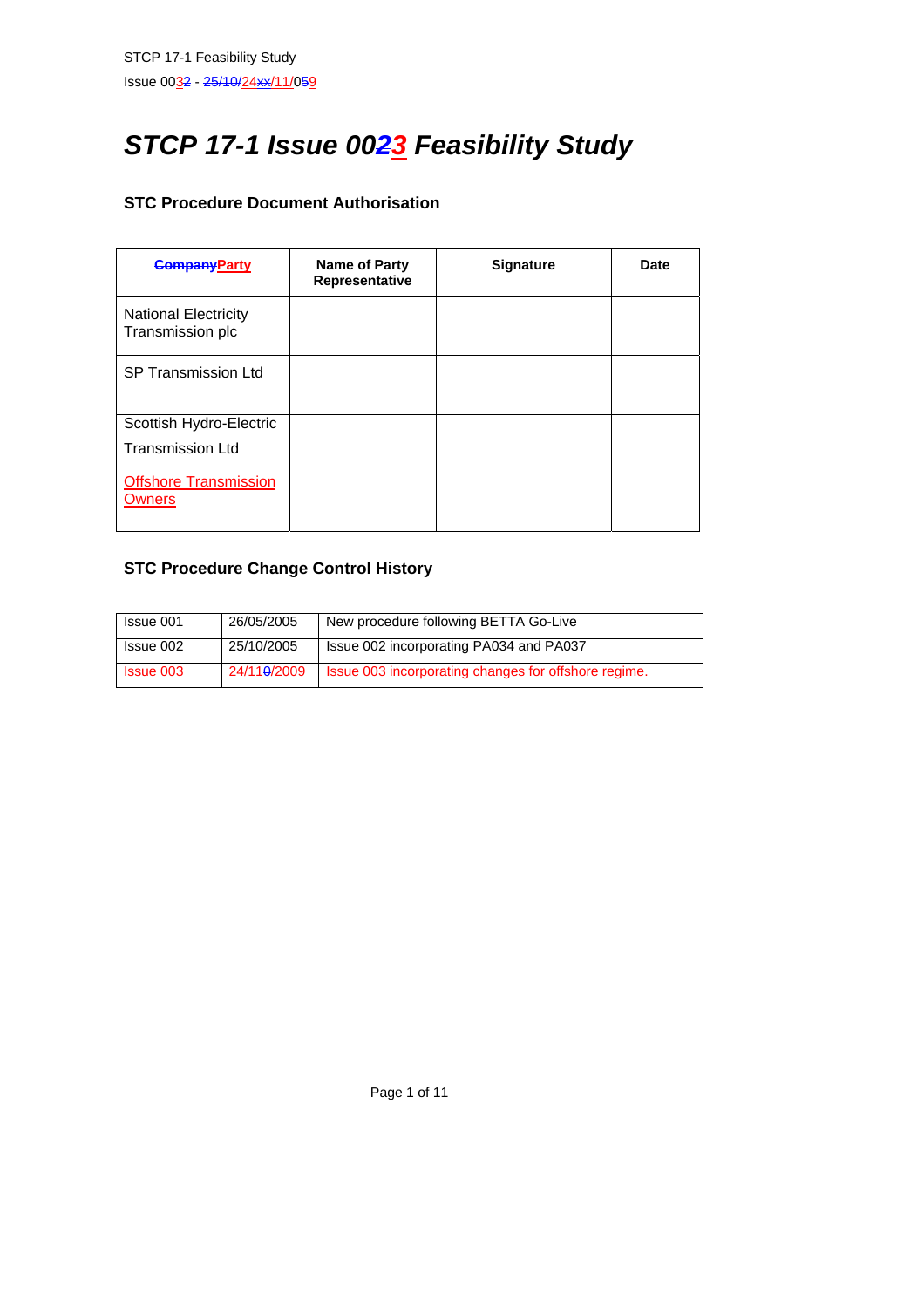# STCP 17-1 Issue 0023 Feasibility Study

## STC Procedure Document Authorisation

| CompanyParty | Name of Party Representative | Signature | Date |
|---|---|---|---|
| National Electricity Transmission plc | | | |
| SP Transmission Ltd | | | |
| Scottish Hydro-Electric Transmission Ltd | | | |
| Offshore Transmission Owners | | | |

## STC Procedure Change Control History

| Issue 001 | 26/05/2005 | New procedure following BETTA Go-Live |
|---|---|---|
| Issue 002 | 25/10/2005 | Issue 002 incorporating PA034 and PA037 |
| Issue 003 | 24/110/2009 | Issue 003 incorporating changes for offshore regime. |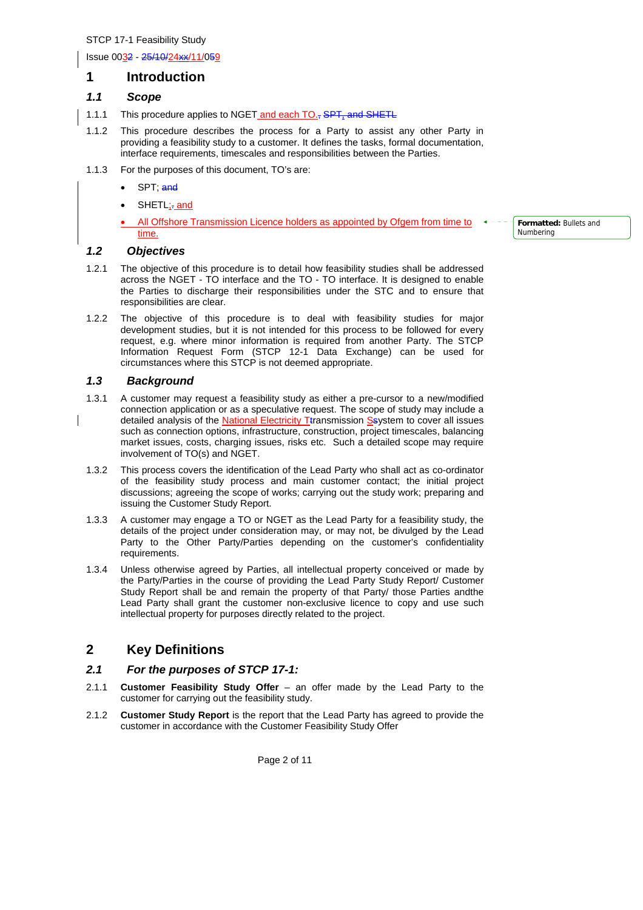STCP 17-1 Feasibility Study

Issue 0032 - 25/10/24xx/11/059

# 1 Introduction

## 1.1 Scope

1.1.1 This procedure applies to NGET and each TO., SPT, and SHETL

1.1.2 This procedure describes the process for a Party to assist any other Party in providing a feasibility study to a customer. It defines the tasks, formal documentation, interface requirements, timescales and responsibilities between the Parties.

1.1.3 For the purposes of this document, TO's are:

- SPT; and
- SHETL;, and
- All Offshore Transmission Licence holders as appointed by Ofgem from time to time.

Formatted: Bullets and Numbering

## 1.2 Objectives

1.2.1 The objective of this procedure is to detail how feasibility studies shall be addressed across the NGET - TO interface and the TO - TO interface. It is designed to enable the Parties to discharge their responsibilities under the STC and to ensure that responsibilities are clear.

1.2.2 The objective of this procedure is to deal with feasibility studies for major development studies, but it is not intended for this process to be followed for every request, e.g. where minor information is required from another Party. The STCP Information Request Form (STCP 12-1 Data Exchange) can be used for circumstances where this STCP is not deemed appropriate.

## 1.3 Background

1.3.1 A customer may request a feasibility study as either a pre-cursor to a new/modified connection application or as a speculative request. The scope of study may include a detailed analysis of the National Electricity Ttransmission Ssystem to cover all issues such as connection options, infrastructure, construction, project timescales, balancing market issues, costs, charging issues, risks etc. Such a detailed scope may require involvement of TO(s) and NGET.

1.3.2 This process covers the identification of the Lead Party who shall act as co-ordinator of the feasibility study process and main customer contact; the initial project discussions; agreeing the scope of works; carrying out the study work; preparing and issuing the Customer Study Report.

1.3.3 A customer may engage a TO or NGET as the Lead Party for a feasibility study, the details of the project under consideration may, or may not, be divulged by the Lead Party to the Other Party/Parties depending on the customer's confidentiality requirements.

1.3.4 Unless otherwise agreed by Parties, all intellectual property conceived or made by the Party/Parties in the course of providing the Lead Party Study Report/ Customer Study Report shall be and remain the property of that Party/ those Parties andthe Lead Party shall grant the customer non-exclusive licence to copy and use such intellectual property for purposes directly related to the project.

# 2 Key Definitions

## 2.1 For the purposes of STCP 17-1:

2.1.1 **Customer Feasibility Study Offer** – an offer made by the Lead Party to the customer for carrying out the feasibility study.

2.1.2 **Customer Study Report** is the report that the Lead Party has agreed to provide the customer in accordance with the Customer Feasibility Study Offer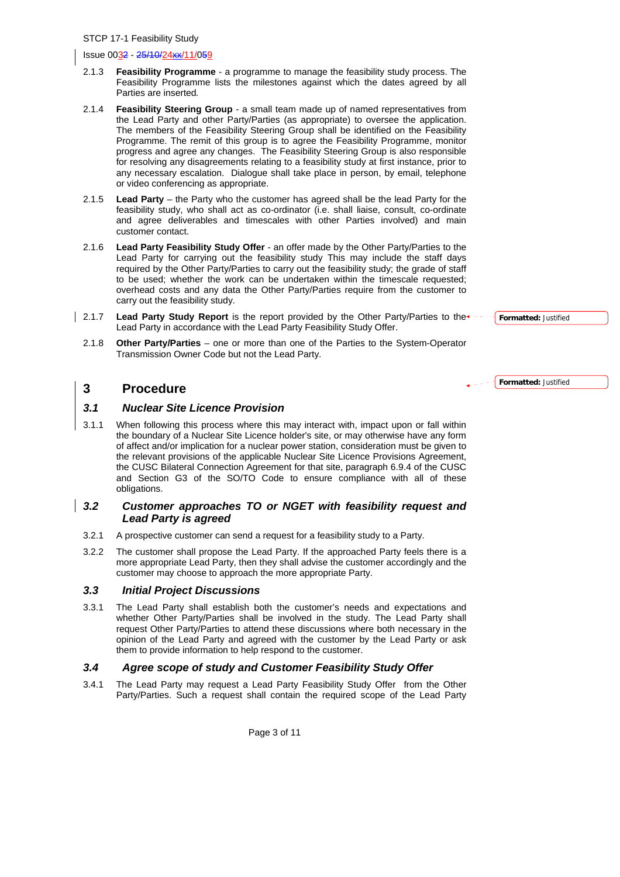2.1.3 **Feasibility Programme** - a programme to manage the feasibility study process. The Feasibility Programme lists the milestones against which the dates agreed by all Parties are inserted.

2.1.4 **Feasibility Steering Group** - a small team made up of named representatives from the Lead Party and other Party/Parties (as appropriate) to oversee the application. The members of the Feasibility Steering Group shall be identified on the Feasibility Programme. The remit of this group is to agree the Feasibility Programme, monitor progress and agree any changes. The Feasibility Steering Group is also responsible for resolving any disagreements relating to a feasibility study at first instance, prior to any necessary escalation. Dialogue shall take place in person, by email, telephone or video conferencing as appropriate.

2.1.5 **Lead Party** – the Party who the customer has agreed shall be the lead Party for the feasibility study, who shall act as co-ordinator (i.e. shall liaise, consult, co-ordinate and agree deliverables and timescales with other Parties involved) and main customer contact.

2.1.6 **Lead Party Feasibility Study Offer** - an offer made by the Other Party/Parties to the Lead Party for carrying out the feasibility study This may include the staff days required by the Other Party/Parties to carry out the feasibility study; the grade of staff to be used; whether the work can be undertaken within the timescale requested; overhead costs and any data the Other Party/Parties require from the customer to carry out the feasibility study.

2.1.7 **Lead Party Study Report** is the report provided by the Other Party/Parties to the Lead Party in accordance with the Lead Party Feasibility Study Offer.

2.1.8 **Other Party/Parties** – one or more than one of the Parties to the System-Operator Transmission Owner Code but not the Lead Party.

# 3 Procedure

## *3.1 Nuclear Site Licence Provision*

3.1.1 When following this process where this may interact with, impact upon or fall within the boundary of a Nuclear Site Licence holder's site, or may otherwise have any form of affect and/or implication for a nuclear power station, consideration must be given to the relevant provisions of the applicable Nuclear Site Licence Provisions Agreement, the CUSC Bilateral Connection Agreement for that site, paragraph 6.9.4 of the CUSC and Section G3 of the SO/TO Code to ensure compliance with all of these obligations.

## *3.2 Customer approaches TO or NGET with feasibility request and Lead Party is agreed*

3.2.1 A prospective customer can send a request for a feasibility study to a Party.

3.2.2 The customer shall propose the Lead Party. If the approached Party feels there is a more appropriate Lead Party, then they shall advise the customer accordingly and the customer may choose to approach the more appropriate Party.

## *3.3 Initial Project Discussions*

3.3.1 The Lead Party shall establish both the customer's needs and expectations and whether Other Party/Parties shall be involved in the study. The Lead Party shall request Other Party/Parties to attend these discussions where both necessary in the opinion of the Lead Party and agreed with the customer by the Lead Party or ask them to provide information to help respond to the customer.

## *3.4 Agree scope of study and Customer Feasibility Study Offer*

3.4.1 The Lead Party may request a Lead Party Feasibility Study Offer from the Other Party/Parties. Such a request shall contain the required scope of the Lead Party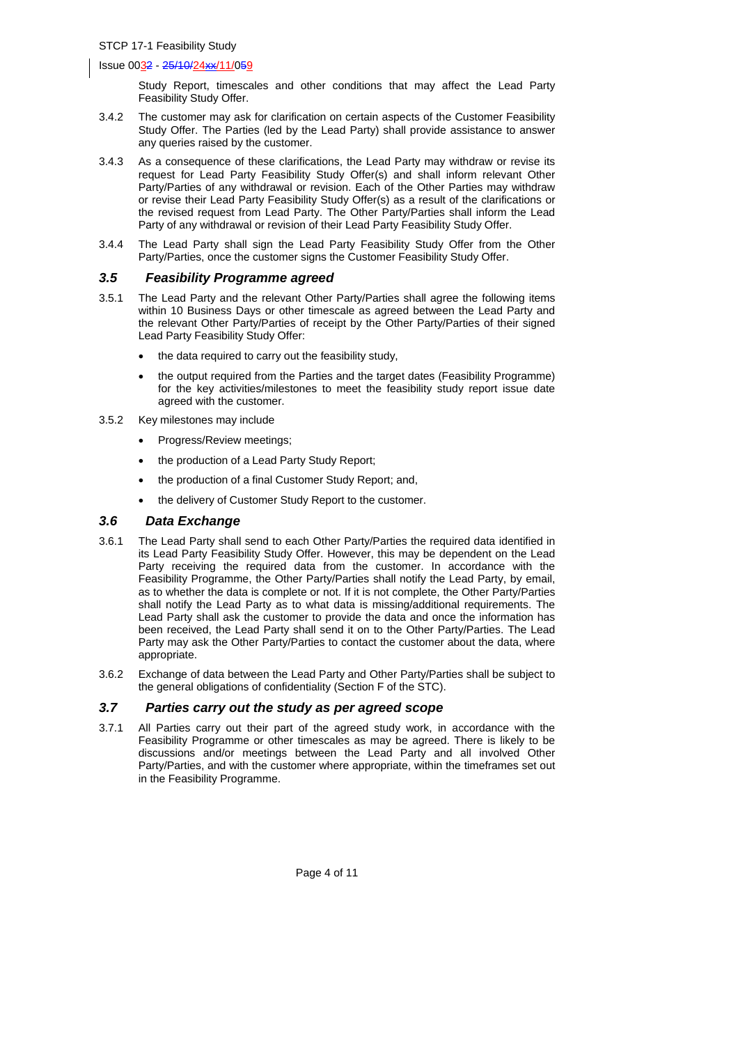Study Report, timescales and other conditions that may affect the Lead Party Feasibility Study Offer.

3.4.2 The customer may ask for clarification on certain aspects of the Customer Feasibility Study Offer. The Parties (led by the Lead Party) shall provide assistance to answer any queries raised by the customer.

3.4.3 As a consequence of these clarifications, the Lead Party may withdraw or revise its request for Lead Party Feasibility Study Offer(s) and shall inform relevant Other Party/Parties of any withdrawal or revision. Each of the Other Parties may withdraw or revise their Lead Party Feasibility Study Offer(s) as a result of the clarifications or the revised request from Lead Party. The Other Party/Parties shall inform the Lead Party of any withdrawal or revision of their Lead Party Feasibility Study Offer.

3.4.4 The Lead Party shall sign the Lead Party Feasibility Study Offer from the Other Party/Parties, once the customer signs the Customer Feasibility Study Offer.

### *3.5 Feasibility Programme agreed*

3.5.1 The Lead Party and the relevant Other Party/Parties shall agree the following items within 10 Business Days or other timescale as agreed between the Lead Party and the relevant Other Party/Parties of receipt by the Other Party/Parties of their signed Lead Party Feasibility Study Offer:

- the data required to carry out the feasibility study,
- the output required from the Parties and the target dates (Feasibility Programme) for the key activities/milestones to meet the feasibility study report issue date agreed with the customer.

3.5.2 Key milestones may include

- Progress/Review meetings;
- the production of a Lead Party Study Report;
- the production of a final Customer Study Report; and,
- the delivery of Customer Study Report to the customer.

### *3.6 Data Exchange*

3.6.1 The Lead Party shall send to each Other Party/Parties the required data identified in its Lead Party Feasibility Study Offer. However, this may be dependent on the Lead Party receiving the required data from the customer. In accordance with the Feasibility Programme, the Other Party/Parties shall notify the Lead Party, by email, as to whether the data is complete or not. If it is not complete, the Other Party/Parties shall notify the Lead Party as to what data is missing/additional requirements. The Lead Party shall ask the customer to provide the data and once the information has been received, the Lead Party shall send it on to the Other Party/Parties. The Lead Party may ask the Other Party/Parties to contact the customer about the data, where appropriate.

3.6.2 Exchange of data between the Lead Party and Other Party/Parties shall be subject to the general obligations of confidentiality (Section F of the STC).

### *3.7 Parties carry out the study as per agreed scope*

3.7.1 All Parties carry out their part of the agreed study work, in accordance with the Feasibility Programme or other timescales as may be agreed. There is likely to be discussions and/or meetings between the Lead Party and all involved Other Party/Parties, and with the customer where appropriate, within the timeframes set out in the Feasibility Programme.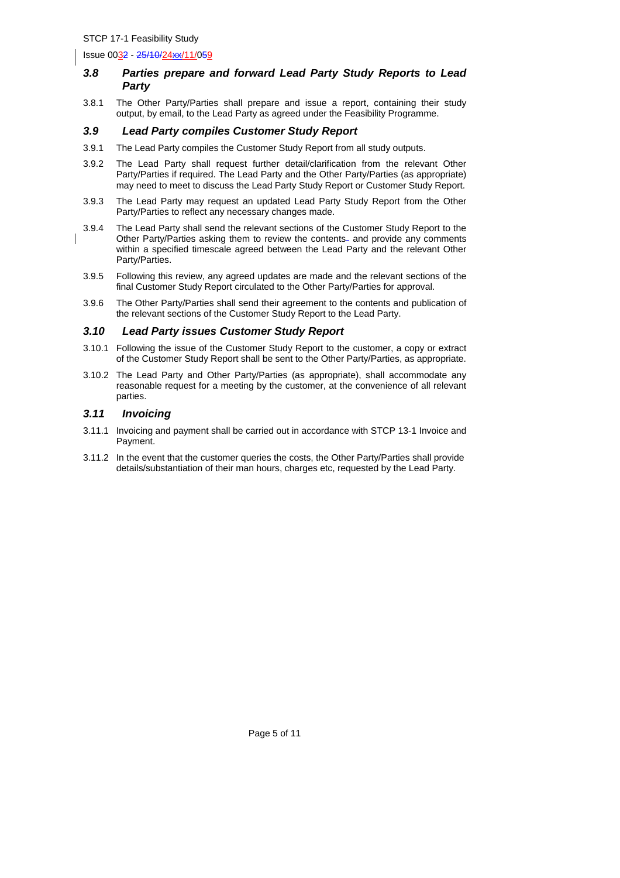### 3.8 *Parties prepare and forward Lead Party Study Reports to Lead Party*

3.8.1 The Other Party/Parties shall prepare and issue a report, containing their study output, by email, to the Lead Party as agreed under the Feasibility Programme.

### 3.9 *Lead Party compiles Customer Study Report*

3.9.1 The Lead Party compiles the Customer Study Report from all study outputs.

3.9.2 The Lead Party shall request further detail/clarification from the relevant Other Party/Parties if required. The Lead Party and the Other Party/Parties (as appropriate) may need to meet to discuss the Lead Party Study Report or Customer Study Report.

3.9.3 The Lead Party may request an updated Lead Party Study Report from the Other Party/Parties to reflect any necessary changes made.

3.9.4 The Lead Party shall send the relevant sections of the Customer Study Report to the Other Party/Parties asking them to review the contents and provide any comments within a specified timescale agreed between the Lead Party and the relevant Other Party/Parties.

3.9.5 Following this review, any agreed updates are made and the relevant sections of the final Customer Study Report circulated to the Other Party/Parties for approval.

3.9.6 The Other Party/Parties shall send their agreement to the contents and publication of the relevant sections of the Customer Study Report to the Lead Party.

### 3.10 *Lead Party issues Customer Study Report*

3.10.1 Following the issue of the Customer Study Report to the customer, a copy or extract of the Customer Study Report shall be sent to the Other Party/Parties, as appropriate.

3.10.2 The Lead Party and Other Party/Parties (as appropriate), shall accommodate any reasonable request for a meeting by the customer, at the convenience of all relevant parties.

### 3.11 *Invoicing*

3.11.1 Invoicing and payment shall be carried out in accordance with STCP 13-1 Invoice and Payment.

3.11.2 In the event that the customer queries the costs, the Other Party/Parties shall provide details/substantiation of their man hours, charges etc, requested by the Lead Party.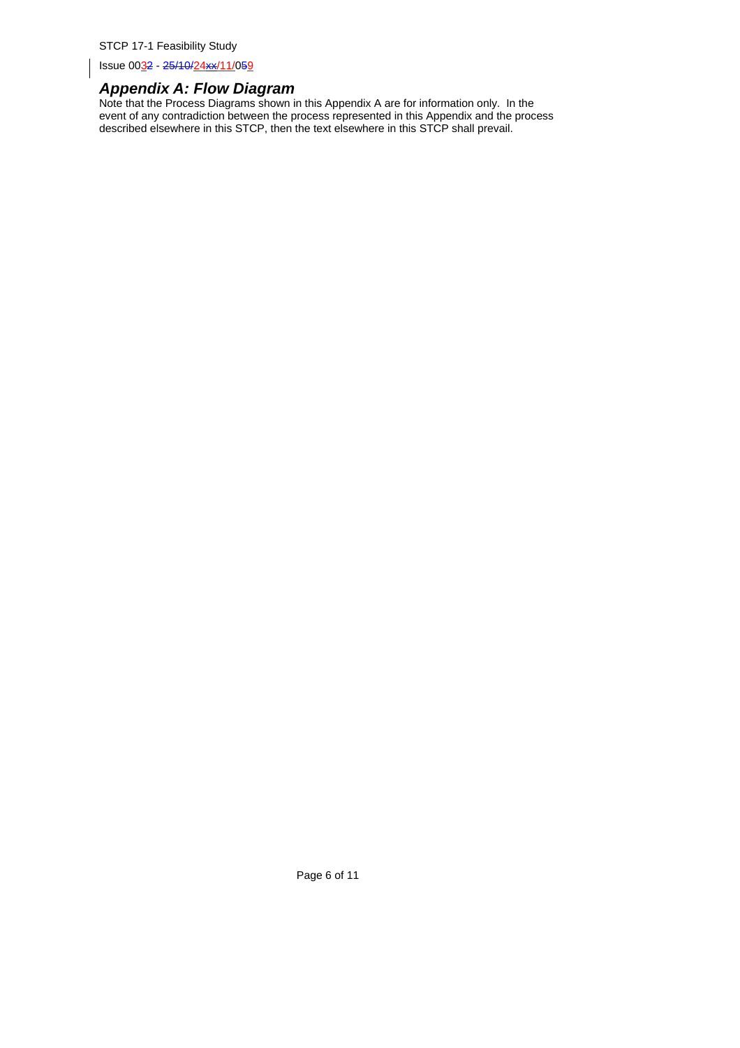## *Appendix A: Flow Diagram*

Note that the Process Diagrams shown in this Appendix A are for information only. In the event of any contradiction between the process represented in this Appendix and the process described elsewhere in this STCP, then the text elsewhere in this STCP shall prevail.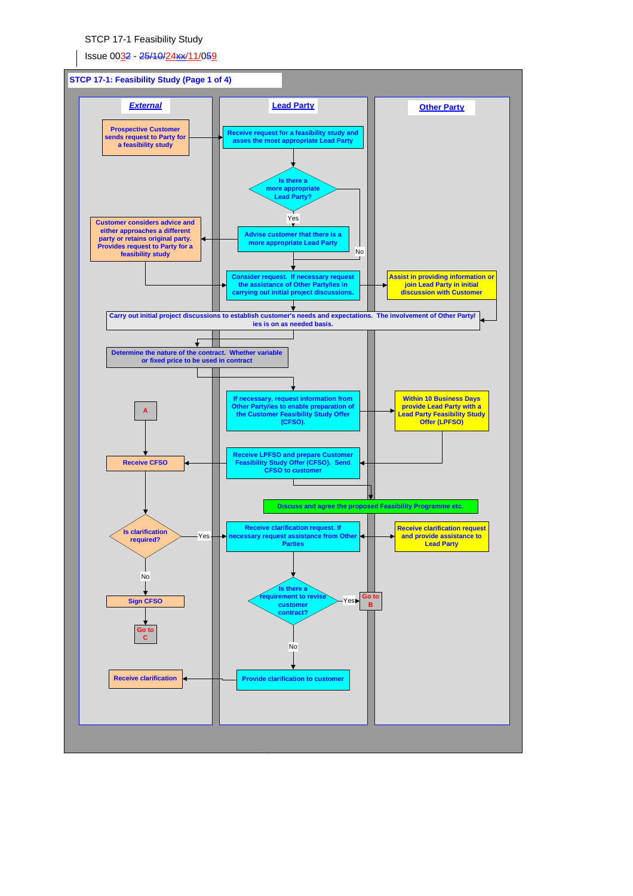STCP 17-1 Feasibility Study

Issue 0032 - 25/10/24xx/11/059

## STCP 17-1: Feasibility Study (Page 1 of 4)

| External | Lead Party | Other Party |
|---|---|---|
| Prospective Customer sends request to Party for a feasibility study | Receive request for a feasibility study and asses the most appropriate Lead Party | |
| | Is there a more appropriate Lead Party? (Yes → Advise customer; No → Consider request) | |
| Customer considers advice and either approaches a different party or retains original party. Provides request to Party for a feasibility study | Advise customer that there is a more appropriate Lead Party | |
| | Consider request. If necessary request the assistance of Other Party/ies in carrying out initial project discussions. | Assist in providing information or join Lead Party in initial discussion with Customer |
| Carry out initial project discussions to establish customer's needs and expectations. The involvement of Other Party/ies is on as needed basis. | | |
| Determine the nature of the contract. Whether variable or fixed price to be used in contract | | |
| A | If necessary, request information from Other Party/ies to enable preparation of the Customer Feasibility Study Offer (CFSO). | Within 10 Business Days provide Lead Party with a Lead Party Feasibility Study Offer (LPFSO) |
| Receive CFSO | Receive LPFSO and prepare Customer Feasibility Study Offer (CFSO). Send CFSO to customer | |
| | Discuss and agree the proposed Feasibility Programme etc. | |
| Is clarification required? (Yes → Receive clarification request; No → Sign CFSO) | Receive clarification request. If necessary request assistance from Other Parties | Receive clarification request and provide assistance to Lead Party |
| Sign CFSO | Is there a requirement to revise customer contract? (Yes → Go to B; No → Provide clarification) | Go to B |
| Go to C | | |
| Receive clarification | Provide clarification to customer | |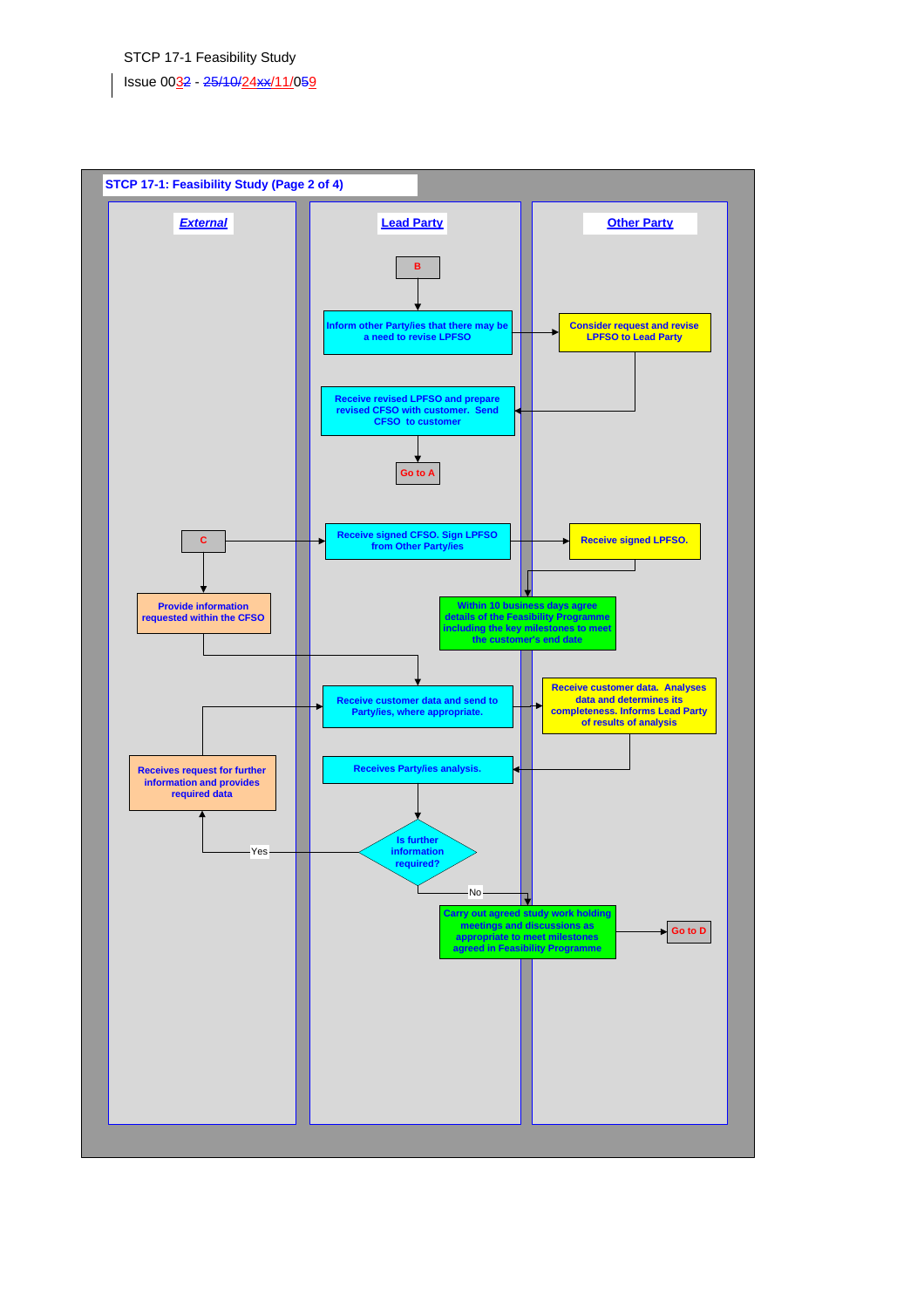STCP 17-1 Feasibility Study

Issue 0032 - 25/10/24xx/11/059

**STCP 17-1: Feasibility Study (Page 2 of 4)**

| *External* | Lead Party | Other Party |
|---|---|---|
| | B | |
| | Inform other Party/ies that there may be a need to revise LPFSO | Consider request and revise LPFSO to Lead Party |
| | Receive revised LPFSO and prepare revised CFSO with customer. Send CFSO to customer | |
| | Go to A | |
| C | Receive signed CFSO. Sign LPFSO from Other Party/ies | Receive signed LPFSO. |
| Provide information requested within the CFSO | Within 10 business days agree details of the Feasibility Programme including the key milestones to meet the customer's end date | |
| | Receive customer data and send to Party/ies, where appropriate. | Receive customer data. Analyses data and determines its completeness. Informs Lead Party of results of analysis |
| Receives request for further information and provides required data | Receives Party/ies analysis. | |
| (Yes) | Is further information required? | |
| | (No) Carry out agreed study work holding meetings and discussions as appropriate to meet milestones agreed in Feasibility Programme | Go to D |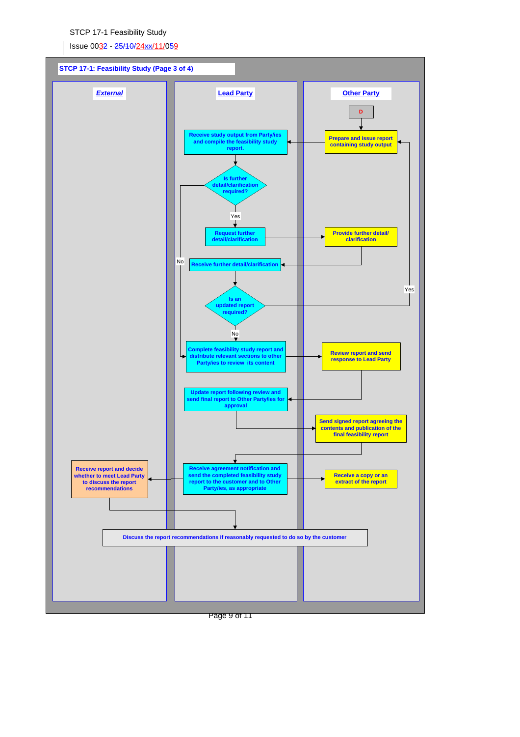STCP 17-1 Feasibility Study

Issue 0032 - 25/10/24xx/11/059

**STCP 17-1: Feasibility Study (Page 3 of 4)**

| External | Lead Party | Other Party |
|---|---|---|
| | | D |
| | Receive study output from Party/ies and compile the feasibility study report. | Prepare and issue report containing study output |
| | Is further detail/clarification required? (Yes / No) | |
| | Request further detail/clarification | Provide further detail/ clarification |
| | Receive further detail/clarification | |
| | Is an updated report required? (Yes / No) | |
| | Complete feasibility study report and distribute relevant sections to other Party/ies to review its content | Review report and send response to Lead Party |
| | Update report following review and send final report to Other Party/ies for approval | |
| | | Send signed report agreeing the contents and publication of the final feasibility report |
| Receive report and decide whether to meet Lead Party to discuss the report recommendations | Receive agreement notification and send the completed feasibility study report to the customer and to Other Party/ies, as appropriate | Receive a copy or an extract of the report |

Discuss the report recommendations if reasonably requested to do so by the customer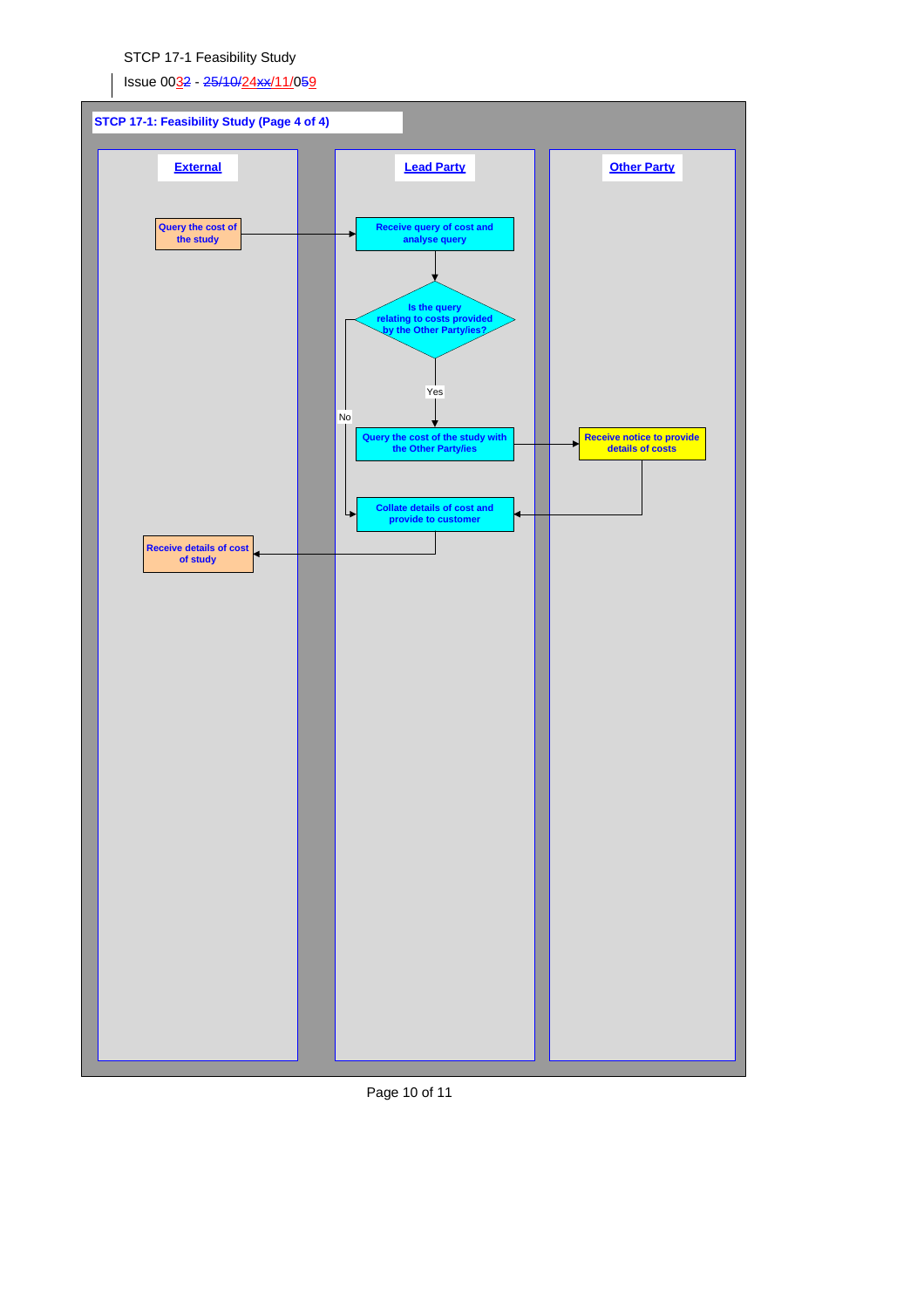STCP 17-1 Feasibility Study

Issue 0032 - 25/10/24xx/11/059

**STCP 17-1: Feasibility Study (Page 4 of 4)**

| External | Lead Party | Other Party |
| --- | --- | --- |
| Query the cost of the study | Receive query of cost and analyse query | |
| | Is the query relating to costs provided by the Other Party/ies? | |
| | Yes: Query the cost of the study with the Other Party/ies | Receive notice to provide details of costs |
| | No: Collate details of cost and provide to customer | |
| Receive details of cost of study | | |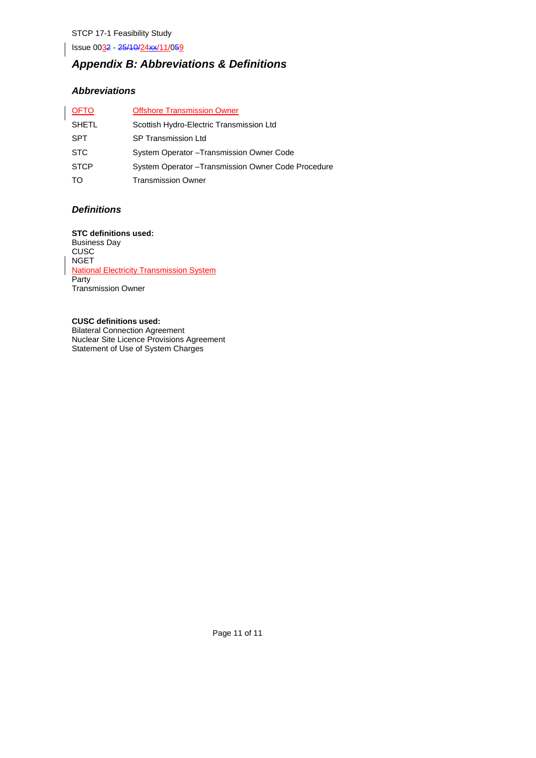## Appendix B: Abbreviations & Definitions

### Abbreviations

| | |
|---|---|
| OFTO | Offshore Transmission Owner |
| SHETL | Scottish Hydro-Electric Transmission Ltd |
| SPT | SP Transmission Ltd |
| STC | System Operator –Transmission Owner Code |
| STCP | System Operator –Transmission Owner Code Procedure |
| TO | Transmission Owner |

### Definitions

**STC definitions used:**
Business Day
CUSC
NGET
National Electricity Transmission System
Party
Transmission Owner

**CUSC definitions used:**
Bilateral Connection Agreement
Nuclear Site Licence Provisions Agreement
Statement of Use of System Charges